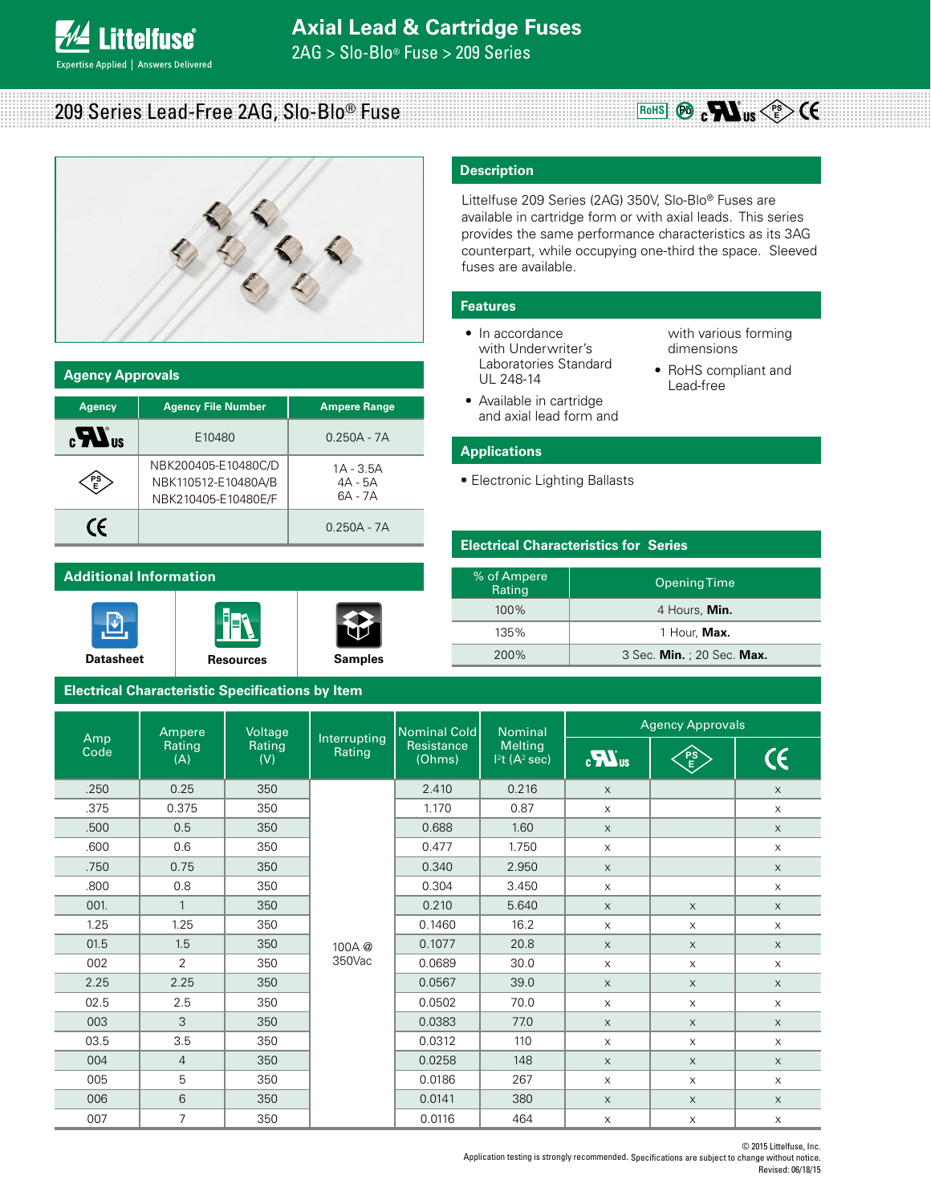# Axial Lead & Cartridge Fuses

2AG > Slo-Blo® Fuse > 209 Series

## 209 Series Lead-Free 2AG, Slo-Blo® Fuse

## Description

Littelfuse 209 Series (2AG) 350V, Slo-Blo® Fuses are available in cartridge form or with axial leads. This series provides the same performance characteristics as its 3AG counterpart, while occupying one-third the space. Sleeved fuses are available.

## Features

- In accordance with Underwriter's Laboratories Standard UL 248-14
- Available in cartridge and axial lead form and with various forming dimensions
- RoHS compliant and Lead-free

## Applications

- Electronic Lighting Ballasts

## Agency Approvals

| Agency | Agency File Number | Ampere Range |
|---|---|---|
| cULus | E10480 | 0.250A - 7A |
| PSE | NBK200405-E10480C/D<br>NBK110512-E10480A/B<br>NBK210405-E10480E/F | 1A - 3.5A<br>4A - 5A<br>6A - 7A |
| CE | | 0.250A - 7A |

## Additional Information

Datasheet | Resources | Samples

## Electrical Characteristics for Series

| % of Ampere Rating | Opening Time |
|---|---|
| 100% | 4 Hours, **Min.** |
| 135% | 1 Hour, **Max.** |
| 200% | 3 Sec. **Min.** ; 20 Sec. **Max.** |

## Electrical Characteristic Specifications by Item

| Amp Code | Ampere Rating (A) | Voltage Rating (V) | Interrupting Rating | Nominal Cold Resistance (Ohms) | Nominal Melting $I^2t$ ($A^2$ sec) | Agency Approvals | | |
|---|---|---|---|---|---|---|---|---|
| | | | | | | cULus | PSE | CE |
| .250 | 0.25 | 350 | 100A @ 350Vac | 2.410 | 0.216 | x | | x |
| .375 | 0.375 | 350 | 100A @ 350Vac | 1.170 | 0.87 | x | | x |
| .500 | 0.5 | 350 | 100A @ 350Vac | 0.688 | 1.60 | x | | x |
| .600 | 0.6 | 350 | 100A @ 350Vac | 0.477 | 1.750 | x | | x |
| .750 | 0.75 | 350 | 100A @ 350Vac | 0.340 | 2.950 | x | | x |
| .800 | 0.8 | 350 | 100A @ 350Vac | 0.304 | 3.450 | x | | x |
| 001. | 1 | 350 | 100A @ 350Vac | 0.210 | 5.640 | x | x | x |
| 1.25 | 1.25 | 350 | 100A @ 350Vac | 0.1460 | 16.2 | x | x | x |
| 01.5 | 1.5 | 350 | 100A @ 350Vac | 0.1077 | 20.8 | x | x | x |
| 002 | 2 | 350 | 100A @ 350Vac | 0.0689 | 30.0 | x | x | x |
| 2.25 | 2.25 | 350 | 100A @ 350Vac | 0.0567 | 39.0 | x | x | x |
| 02.5 | 2.5 | 350 | 100A @ 350Vac | 0.0502 | 70.0 | x | x | x |
| 003 | 3 | 350 | 100A @ 350Vac | 0.0383 | 77.0 | x | x | x |
| 03.5 | 3.5 | 350 | 100A @ 350Vac | 0.0312 | 110 | x | x | x |
| 004 | 4 | 350 | 100A @ 350Vac | 0.0258 | 148 | x | x | x |
| 005 | 5 | 350 | 100A @ 350Vac | 0.0186 | 267 | x | x | x |
| 006 | 6 | 350 | 100A @ 350Vac | 0.0141 | 380 | x | x | x |
| 007 | 7 | 350 | 100A @ 350Vac | 0.0116 | 464 | x | x | x |

© 2015 Littelfuse, Inc.
Application testing is strongly recommended. Specifications are subject to change without notice.
Revised: 06/18/15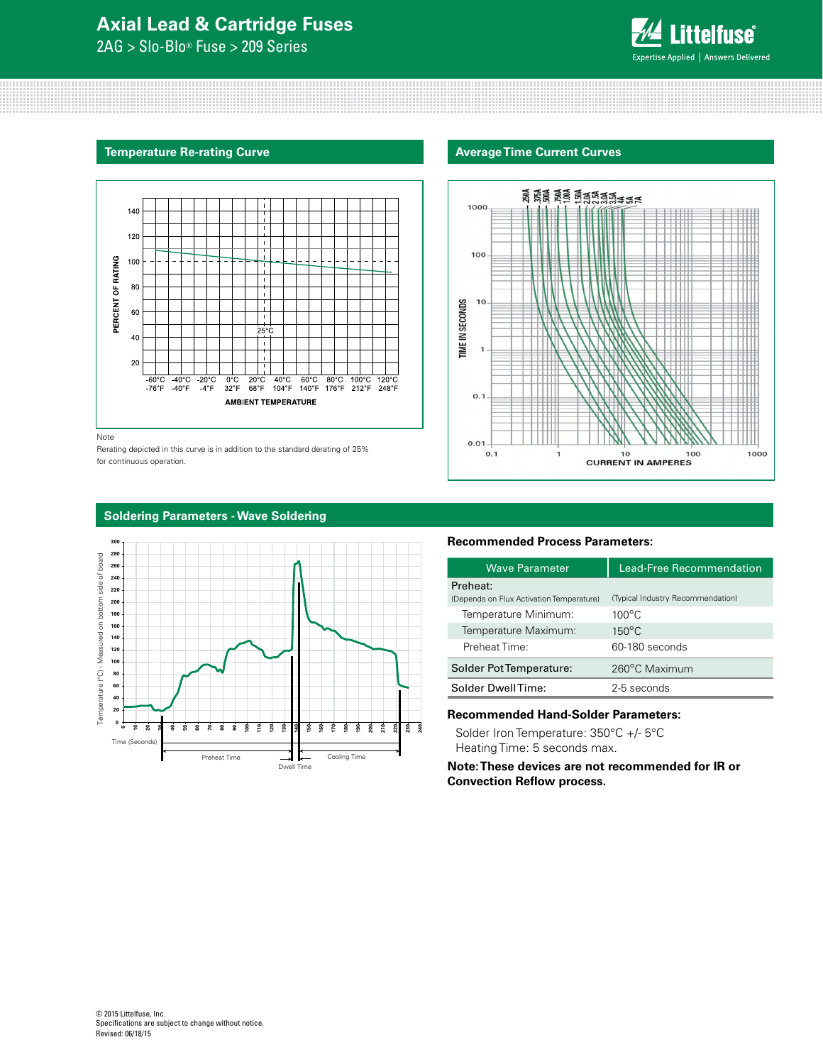## Temperature Re-rating Curve

Note
Rerating depicted in this curve is in addition to the standard derating of 25% for continuous operation.

## Average Time Current Curves

## Soldering Parameters - Wave Soldering

### Recommended Process Parameters:

| Wave Parameter | Lead-Free Recommendation |
|---|---|
| Preheat: (Depends on Flux Activation Temperature) | (Typical Industry Recommendation) |
| Temperature Minimum: | 100°C |
| Temperature Maximum: | 150°C |
| Preheat Time: | 60-180 seconds |
| Solder Pot Temperature: | 260°C Maximum |
| Solder Dwell Time: | 2-5 seconds |

### Recommended Hand-Solder Parameters:

Solder Iron Temperature: 350°C +/- 5°C
Heating Time: 5 seconds max.

**Note: These devices are not recommended for IR or Convection Reflow process.**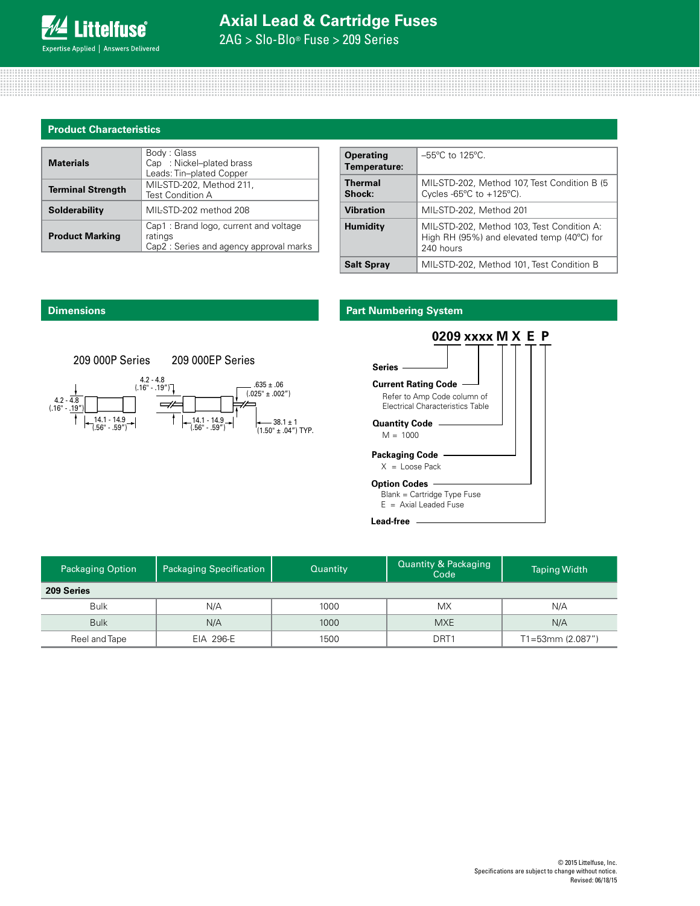# Axial Lead & Cartridge Fuses

2AG > Slo-Blo® Fuse > 209 Series

## Product Characteristics

| | |
|---|---|
| **Materials** | Body : Glass<br>Cap : Nickel–plated brass<br>Leads: Tin–plated Copper |
| **Terminal Strength** | MIL-STD-202, Method 211, Test Condition A |
| **Solderability** | MIL-STD-202 method 208 |
| **Product Marking** | Cap1 : Brand logo, current and voltage ratings<br>Cap2 : Series and agency approval marks |

| | |
|---|---|
| **Operating Temperature:** | –55ºC to 125ºC. |
| **Thermal Shock:** | MIL-STD-202, Method 107, Test Condition B (5 Cycles -65°C to +125°C). |
| **Vibration** | MIL-STD-202, Method 201 |
| **Humidity** | MIL-STD-202, Method 103, Test Condition A: High RH (95%) and elevated temp (40°C) for 240 hours |
| **Salt Spray** | MIL-STD-202, Method 101, Test Condition B |

## Dimensions

209 000P Series

209 000EP Series

4.2 - 4.8 (.16" - .19")

14.1 - 14.9 (.56" - .59")

.635 ± .06 (.025" ± .002")

38.1 ± 1 (1.50" ± .04") TYP.

## Part Numbering System

**0209 xxxx M X E P**

**Series**

**Current Rating Code**
Refer to Amp Code column of Electrical Characteristics Table

**Quantity Code**
M = 1000

**Packaging Code**
X = Loose Pack

**Option Codes**
Blank = Cartridge Type Fuse
E = Axial Leaded Fuse

**Lead-free**

| Packaging Option | Packaging Specification | Quantity | Quantity & Packaging Code | Taping Width |
|---|---|---|---|---|
| **209 Series** | | | | |
| Bulk | N/A | 1000 | MX | N/A |
| Bulk | N/A | 1000 | MXE | N/A |
| Reel and Tape | EIA 296-E | 1500 | DRT1 | T1=53mm (2.087") |

© 2015 Littelfuse, Inc.
Specifications are subject to change without notice.
Revised: 06/18/15